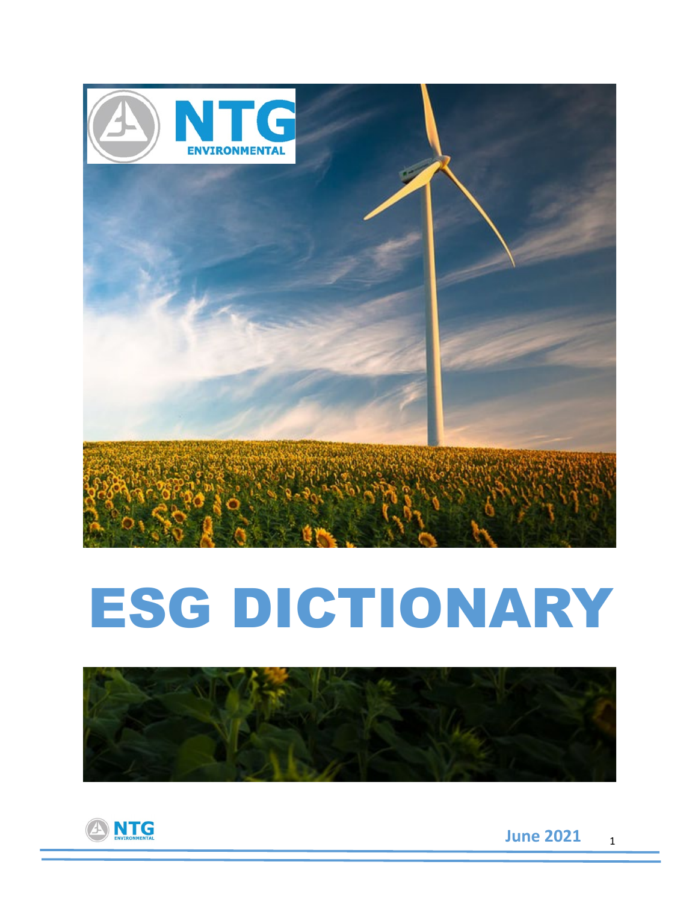# ESG DICTIONARY

June 2021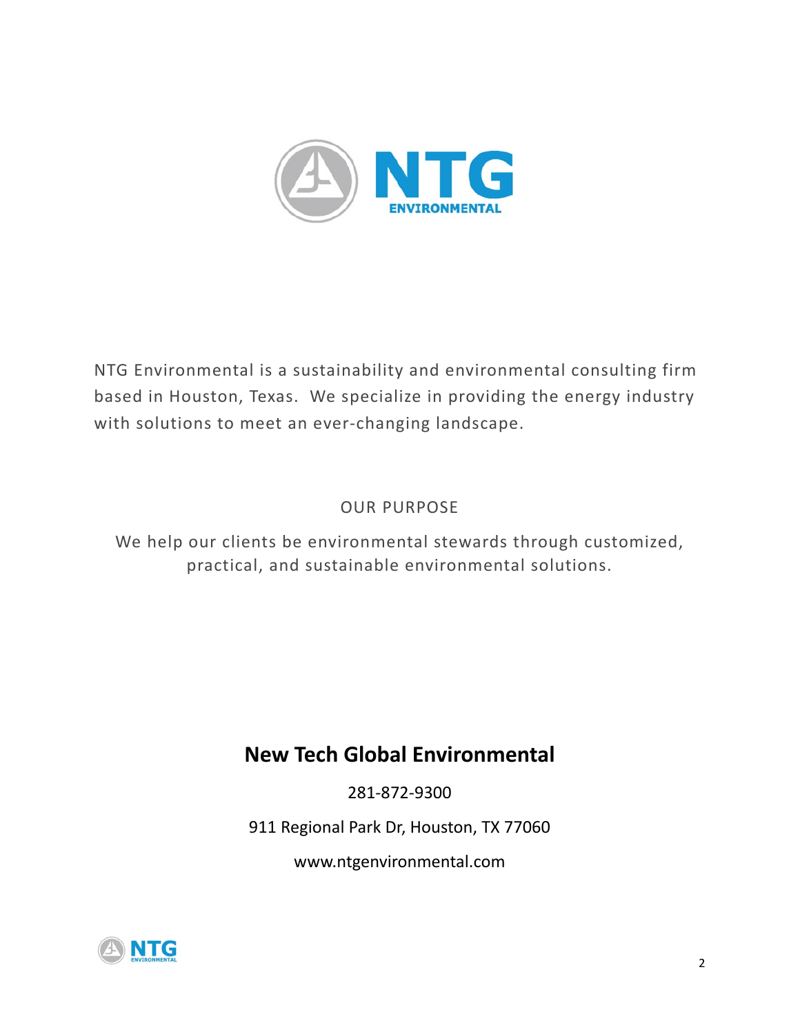NTG Environmental is a sustainability and environmental consulting firm based in Houston, Texas. We specialize in providing the energy industry with solutions to meet an ever-changing landscape.

## OUR PURPOSE

We help our clients be environmental stewards through customized, practical, and sustainable environmental solutions.

**New Tech Global Environmental**

281-872-9300

911 Regional Park Dr, Houston, TX 77060

www.ntgenvironmental.com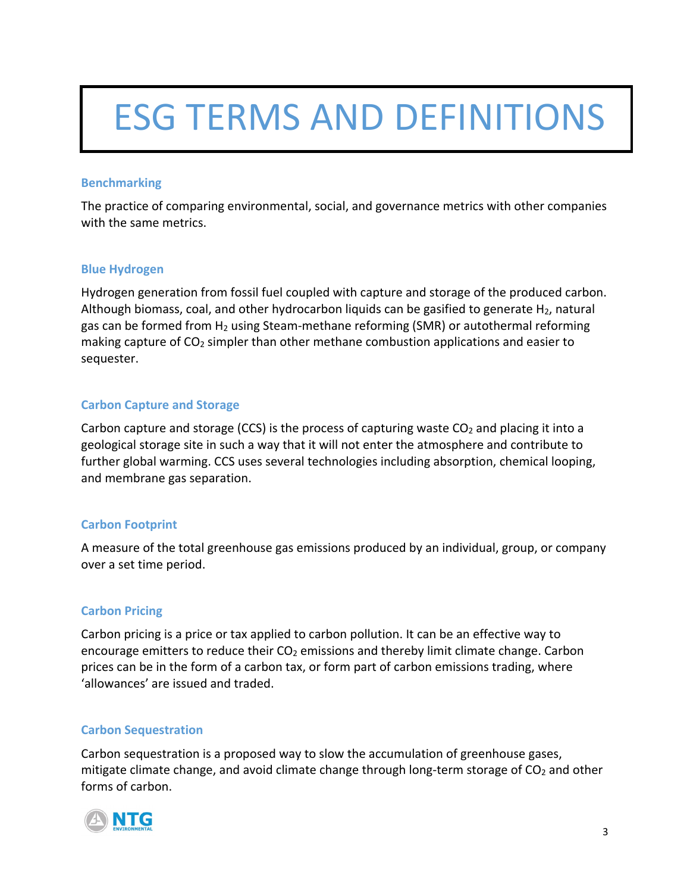# ESG TERMS AND DEFINITIONS

### Benchmarking

The practice of comparing environmental, social, and governance metrics with other companies with the same metrics.

### Blue Hydrogen

Hydrogen generation from fossil fuel coupled with capture and storage of the produced carbon. Although biomass, coal, and other hydrocarbon liquids can be gasified to generate $H_2$, natural gas can be formed from $H_2$ using Steam-methane reforming (SMR) or autothermal reforming making capture of $CO_2$ simpler than other methane combustion applications and easier to sequester.

### Carbon Capture and Storage

Carbon capture and storage (CCS) is the process of capturing waste $CO_2$ and placing it into a geological storage site in such a way that it will not enter the atmosphere and contribute to further global warming. CCS uses several technologies including absorption, chemical looping, and membrane gas separation.

### Carbon Footprint

A measure of the total greenhouse gas emissions produced by an individual, group, or company over a set time period.

### Carbon Pricing

Carbon pricing is a price or tax applied to carbon pollution. It can be an effective way to encourage emitters to reduce their $CO_2$ emissions and thereby limit climate change. Carbon prices can be in the form of a carbon tax, or form part of carbon emissions trading, where 'allowances' are issued and traded.

### Carbon Sequestration

Carbon sequestration is a proposed way to slow the accumulation of greenhouse gases, mitigate climate change, and avoid climate change through long-term storage of $CO_2$ and other forms of carbon.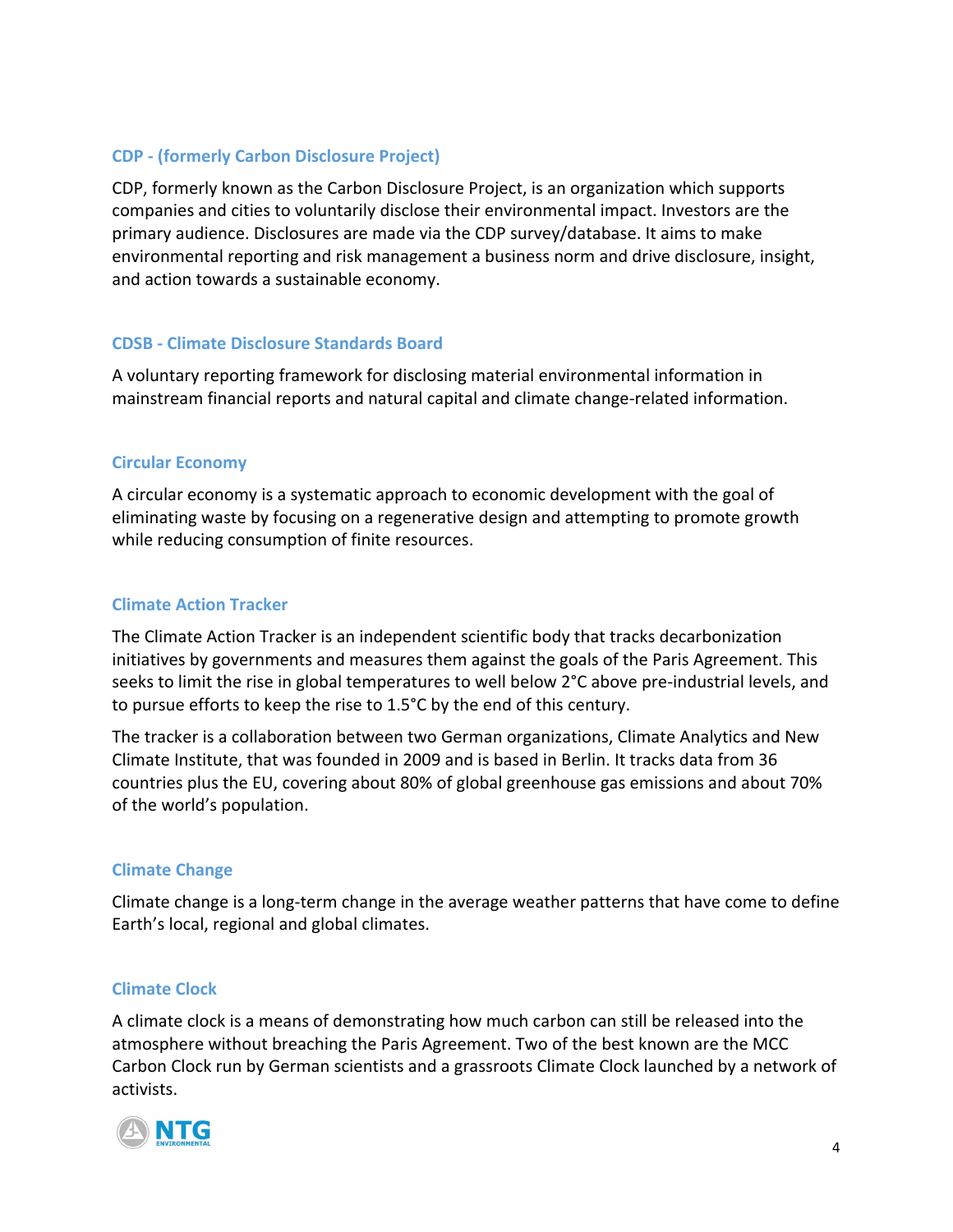### CDP - (formerly Carbon Disclosure Project)

CDP, formerly known as the Carbon Disclosure Project, is an organization which supports companies and cities to voluntarily disclose their environmental impact. Investors are the primary audience. Disclosures are made via the CDP survey/database. It aims to make environmental reporting and risk management a business norm and drive disclosure, insight, and action towards a sustainable economy.

### CDSB - Climate Disclosure Standards Board

A voluntary reporting framework for disclosing material environmental information in mainstream financial reports and natural capital and climate change-related information.

### Circular Economy

A circular economy is a systematic approach to economic development with the goal of eliminating waste by focusing on a regenerative design and attempting to promote growth while reducing consumption of finite resources.

### Climate Action Tracker

The Climate Action Tracker is an independent scientific body that tracks decarbonization initiatives by governments and measures them against the goals of the Paris Agreement. This seeks to limit the rise in global temperatures to well below 2°C above pre-industrial levels, and to pursue efforts to keep the rise to 1.5°C by the end of this century.

The tracker is a collaboration between two German organizations, Climate Analytics and New Climate Institute, that was founded in 2009 and is based in Berlin. It tracks data from 36 countries plus the EU, covering about 80% of global greenhouse gas emissions and about 70% of the world's population.

### Climate Change

Climate change is a long-term change in the average weather patterns that have come to define Earth's local, regional and global climates.

### Climate Clock

A climate clock is a means of demonstrating how much carbon can still be released into the atmosphere without breaching the Paris Agreement. Two of the best known are the MCC Carbon Clock run by German scientists and a grassroots Climate Clock launched by a network of activists.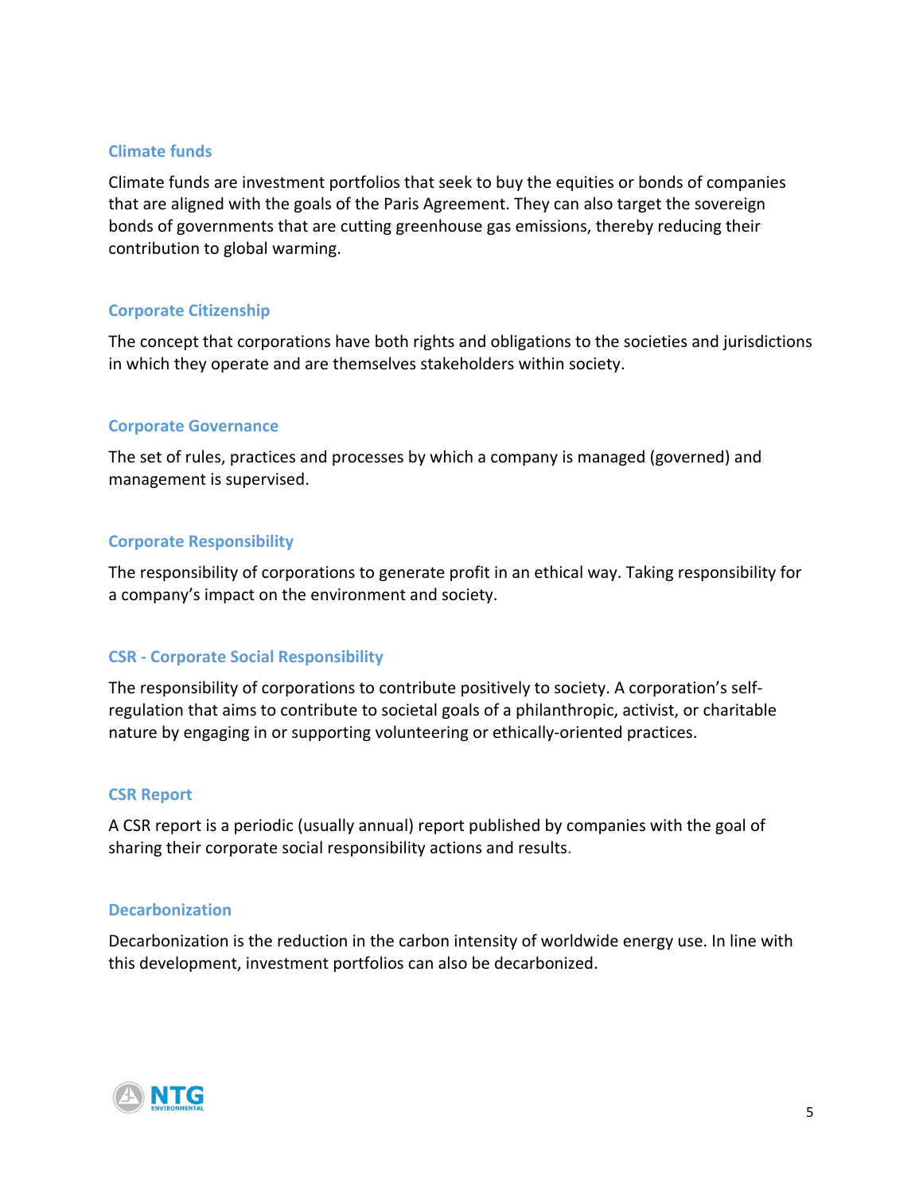### Climate funds

Climate funds are investment portfolios that seek to buy the equities or bonds of companies that are aligned with the goals of the Paris Agreement. They can also target the sovereign bonds of governments that are cutting greenhouse gas emissions, thereby reducing their contribution to global warming.

### Corporate Citizenship

The concept that corporations have both rights and obligations to the societies and jurisdictions in which they operate and are themselves stakeholders within society.

### Corporate Governance

The set of rules, practices and processes by which a company is managed (governed) and management is supervised.

### Corporate Responsibility

The responsibility of corporations to generate profit in an ethical way. Taking responsibility for a company's impact on the environment and society.

### CSR - Corporate Social Responsibility

The responsibility of corporations to contribute positively to society. A corporation's self-regulation that aims to contribute to societal goals of a philanthropic, activist, or charitable nature by engaging in or supporting volunteering or ethically-oriented practices.

### CSR Report

A CSR report is a periodic (usually annual) report published by companies with the goal of sharing their corporate social responsibility actions and results.

### Decarbonization

Decarbonization is the reduction in the carbon intensity of worldwide energy use. In line with this development, investment portfolios can also be decarbonized.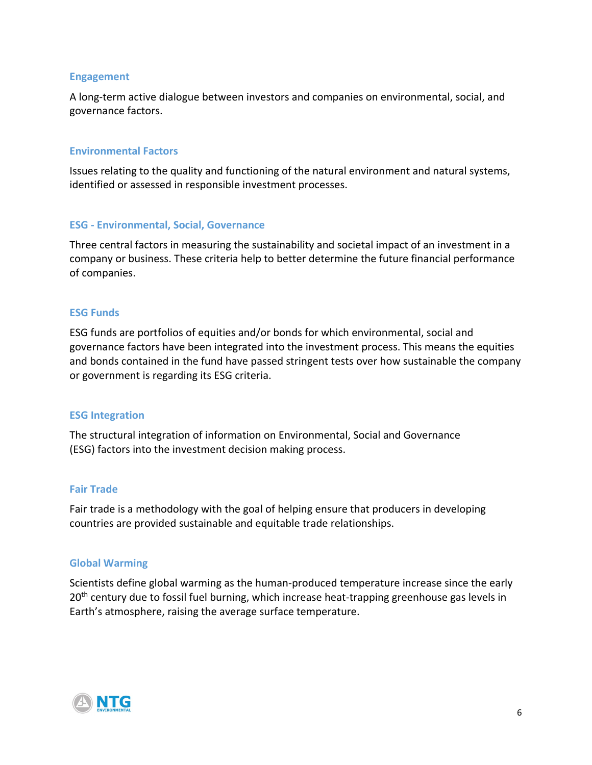### Engagement

A long-term active dialogue between investors and companies on environmental, social, and governance factors.

### Environmental Factors

Issues relating to the quality and functioning of the natural environment and natural systems, identified or assessed in responsible investment processes.

### ESG - Environmental, Social, Governance

Three central factors in measuring the sustainability and societal impact of an investment in a company or business. These criteria help to better determine the future financial performance of companies.

### ESG Funds

ESG funds are portfolios of equities and/or bonds for which environmental, social and governance factors have been integrated into the investment process. This means the equities and bonds contained in the fund have passed stringent tests over how sustainable the company or government is regarding its ESG criteria.

### ESG Integration

The structural integration of information on Environmental, Social and Governance (ESG) factors into the investment decision making process.

### Fair Trade

Fair trade is a methodology with the goal of helping ensure that producers in developing countries are provided sustainable and equitable trade relationships.

### Global Warming

Scientists define global warming as the human-produced temperature increase since the early 20th century due to fossil fuel burning, which increase heat-trapping greenhouse gas levels in Earth's atmosphere, raising the average surface temperature.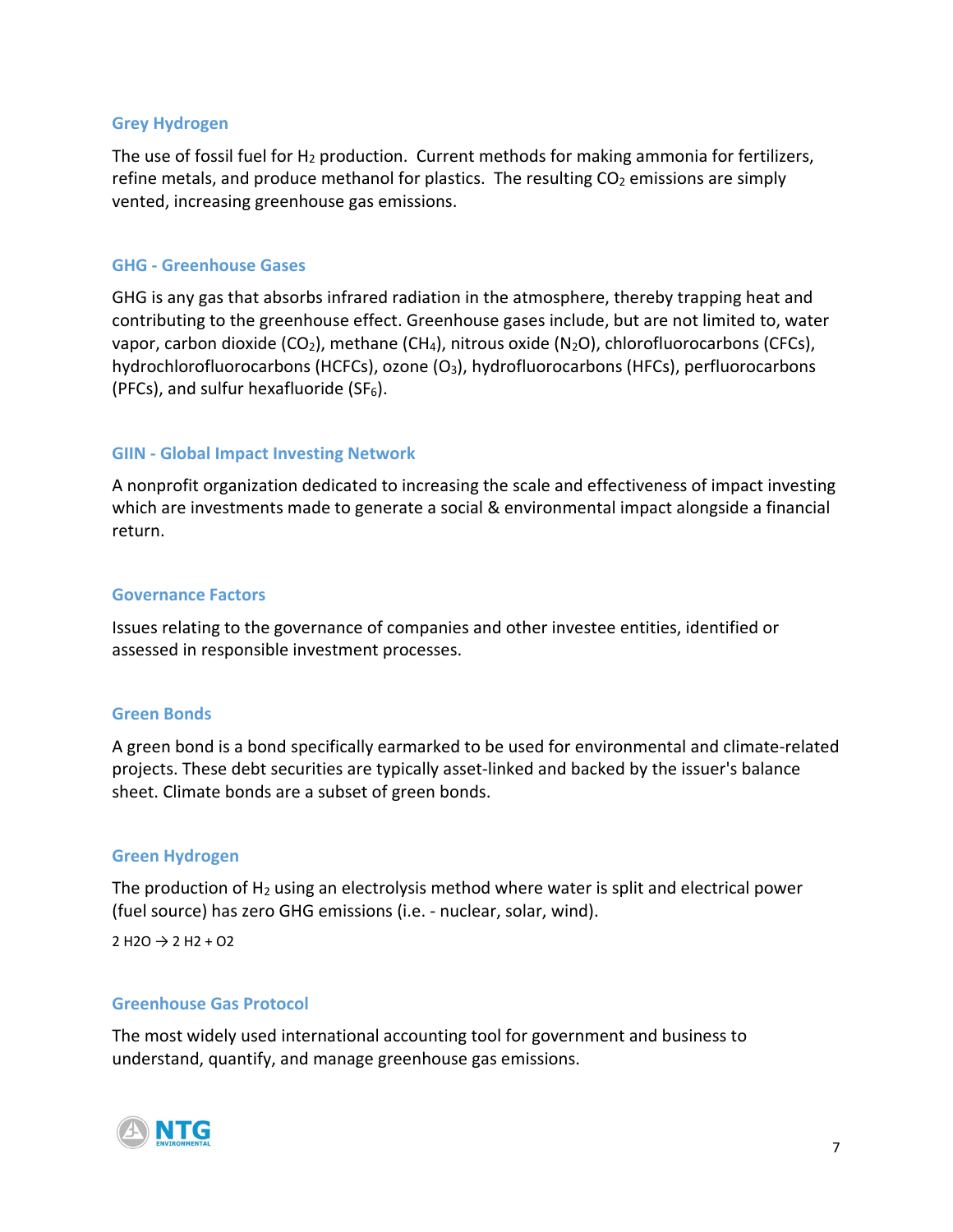### Grey Hydrogen

The use of fossil fuel for $H_2$ production. Current methods for making ammonia for fertilizers, refine metals, and produce methanol for plastics. The resulting $CO_2$ emissions are simply vented, increasing greenhouse gas emissions.

### GHG - Greenhouse Gases

GHG is any gas that absorbs infrared radiation in the atmosphere, thereby trapping heat and contributing to the greenhouse effect. Greenhouse gases include, but are not limited to, water vapor, carbon dioxide ($CO_2$), methane ($CH_4$), nitrous oxide ($N_2O$), chlorofluorocarbons (CFCs), hydrochlorofluorocarbons (HCFCs), ozone ($O_3$), hydrofluorocarbons (HFCs), perfluorocarbons (PFCs), and sulfur hexafluoride ($SF_6$).

### GIIN - Global Impact Investing Network

A nonprofit organization dedicated to increasing the scale and effectiveness of impact investing which are investments made to generate a social & environmental impact alongside a financial return.

### Governance Factors

Issues relating to the governance of companies and other investee entities, identified or assessed in responsible investment processes.

### Green Bonds

A green bond is a bond specifically earmarked to be used for environmental and climate-related projects. These debt securities are typically asset-linked and backed by the issuer's balance sheet. Climate bonds are a subset of green bonds.

### Green Hydrogen

The production of $H_2$ using an electrolysis method where water is split and electrical power (fuel source) has zero GHG emissions (i.e. - nuclear, solar, wind).

$2\ H_2O \rightarrow 2\ H_2 + O_2$

### Greenhouse Gas Protocol

The most widely used international accounting tool for government and business to understand, quantify, and manage greenhouse gas emissions.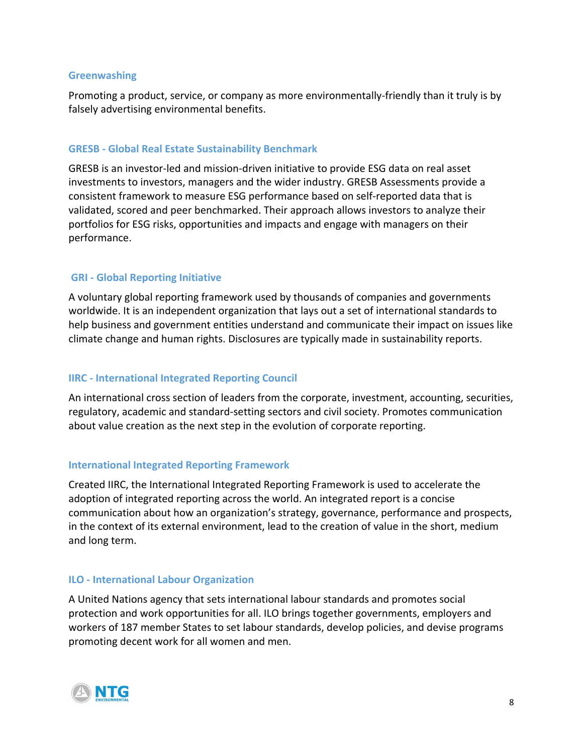### Greenwashing

Promoting a product, service, or company as more environmentally-friendly than it truly is by falsely advertising environmental benefits.

### GRESB - Global Real Estate Sustainability Benchmark

GRESB is an investor-led and mission-driven initiative to provide ESG data on real asset investments to investors, managers and the wider industry. GRESB Assessments provide a consistent framework to measure ESG performance based on self-reported data that is validated, scored and peer benchmarked. Their approach allows investors to analyze their portfolios for ESG risks, opportunities and impacts and engage with managers on their performance.

### GRI - Global Reporting Initiative

A voluntary global reporting framework used by thousands of companies and governments worldwide. It is an independent organization that lays out a set of international standards to help business and government entities understand and communicate their impact on issues like climate change and human rights. Disclosures are typically made in sustainability reports.

### IIRC - International Integrated Reporting Council

An international cross section of leaders from the corporate, investment, accounting, securities, regulatory, academic and standard-setting sectors and civil society. Promotes communication about value creation as the next step in the evolution of corporate reporting.

### International Integrated Reporting Framework

Created IIRC, the International Integrated Reporting Framework is used to accelerate the adoption of integrated reporting across the world. An integrated report is a concise communication about how an organization's strategy, governance, performance and prospects, in the context of its external environment, lead to the creation of value in the short, medium and long term.

### ILO - International Labour Organization

A United Nations agency that sets international labour standards and promotes social protection and work opportunities for all. ILO brings together governments, employers and workers of 187 member States to set labour standards, develop policies, and devise programs promoting decent work for all women and men.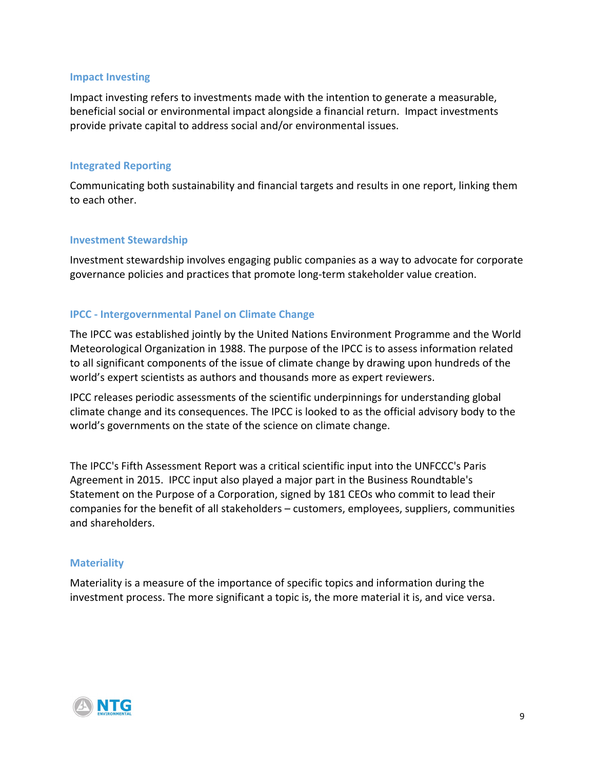### Impact Investing

Impact investing refers to investments made with the intention to generate a measurable, beneficial social or environmental impact alongside a financial return. Impact investments provide private capital to address social and/or environmental issues.

### Integrated Reporting

Communicating both sustainability and financial targets and results in one report, linking them to each other.

### Investment Stewardship

Investment stewardship involves engaging public companies as a way to advocate for corporate governance policies and practices that promote long-term stakeholder value creation.

### IPCC - Intergovernmental Panel on Climate Change

The IPCC was established jointly by the United Nations Environment Programme and the World Meteorological Organization in 1988. The purpose of the IPCC is to assess information related to all significant components of the issue of climate change by drawing upon hundreds of the world's expert scientists as authors and thousands more as expert reviewers.

IPCC releases periodic assessments of the scientific underpinnings for understanding global climate change and its consequences. The IPCC is looked to as the official advisory body to the world's governments on the state of the science on climate change.

The IPCC's Fifth Assessment Report was a critical scientific input into the UNFCCC's Paris Agreement in 2015. IPCC input also played a major part in the Business Roundtable's Statement on the Purpose of a Corporation, signed by 181 CEOs who commit to lead their companies for the benefit of all stakeholders – customers, employees, suppliers, communities and shareholders.

### Materiality

Materiality is a measure of the importance of specific topics and information during the investment process. The more significant a topic is, the more material it is, and vice versa.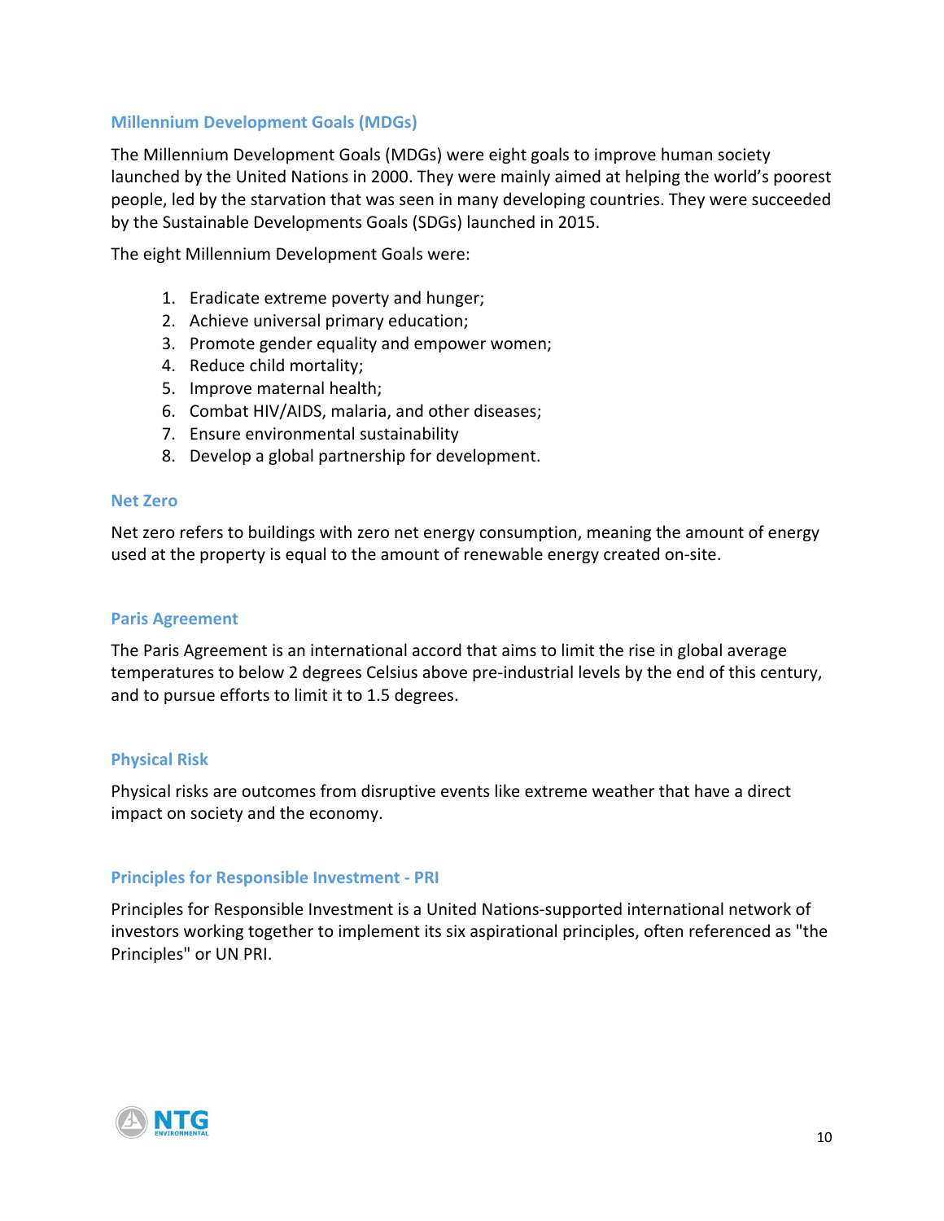### Millennium Development Goals (MDGs)

The Millennium Development Goals (MDGs) were eight goals to improve human society launched by the United Nations in 2000. They were mainly aimed at helping the world's poorest people, led by the starvation that was seen in many developing countries. They were succeeded by the Sustainable Developments Goals (SDGs) launched in 2015.

The eight Millennium Development Goals were:

1. Eradicate extreme poverty and hunger;
2. Achieve universal primary education;
3. Promote gender equality and empower women;
4. Reduce child mortality;
5. Improve maternal health;
6. Combat HIV/AIDS, malaria, and other diseases;
7. Ensure environmental sustainability
8. Develop a global partnership for development.

### Net Zero

Net zero refers to buildings with zero net energy consumption, meaning the amount of energy used at the property is equal to the amount of renewable energy created on-site.

### Paris Agreement

The Paris Agreement is an international accord that aims to limit the rise in global average temperatures to below 2 degrees Celsius above pre-industrial levels by the end of this century, and to pursue efforts to limit it to 1.5 degrees.

### Physical Risk

Physical risks are outcomes from disruptive events like extreme weather that have a direct impact on society and the economy.

### Principles for Responsible Investment - PRI

Principles for Responsible Investment is a United Nations-supported international network of investors working together to implement its six aspirational principles, often referenced as "the Principles" or UN PRI.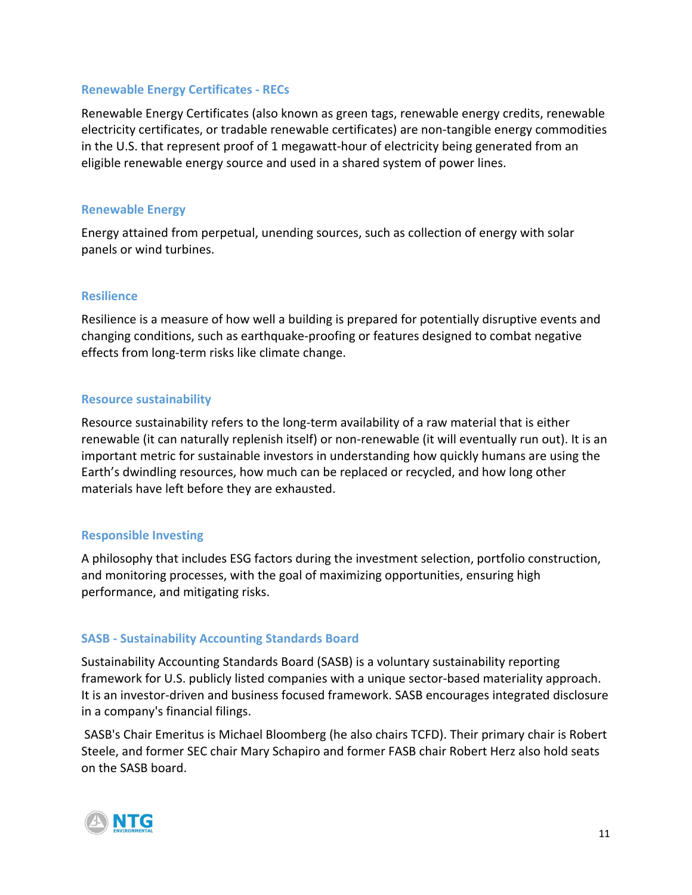### Renewable Energy Certificates - RECs

Renewable Energy Certificates (also known as green tags, renewable energy credits, renewable electricity certificates, or tradable renewable certificates) are non-tangible energy commodities in the U.S. that represent proof of 1 megawatt-hour of electricity being generated from an eligible renewable energy source and used in a shared system of power lines.

### Renewable Energy

Energy attained from perpetual, unending sources, such as collection of energy with solar panels or wind turbines.

### Resilience

Resilience is a measure of how well a building is prepared for potentially disruptive events and changing conditions, such as earthquake-proofing or features designed to combat negative effects from long-term risks like climate change.

### Resource sustainability

Resource sustainability refers to the long-term availability of a raw material that is either renewable (it can naturally replenish itself) or non-renewable (it will eventually run out). It is an important metric for sustainable investors in understanding how quickly humans are using the Earth's dwindling resources, how much can be replaced or recycled, and how long other materials have left before they are exhausted.

### Responsible Investing

A philosophy that includes ESG factors during the investment selection, portfolio construction, and monitoring processes, with the goal of maximizing opportunities, ensuring high performance, and mitigating risks.

### SASB - Sustainability Accounting Standards Board

Sustainability Accounting Standards Board (SASB) is a voluntary sustainability reporting framework for U.S. publicly listed companies with a unique sector-based materiality approach. It is an investor-driven and business focused framework. SASB encourages integrated disclosure in a company's financial filings.

SASB's Chair Emeritus is Michael Bloomberg (he also chairs TCFD). Their primary chair is Robert Steele, and former SEC chair Mary Schapiro and former FASB chair Robert Herz also hold seats on the SASB board.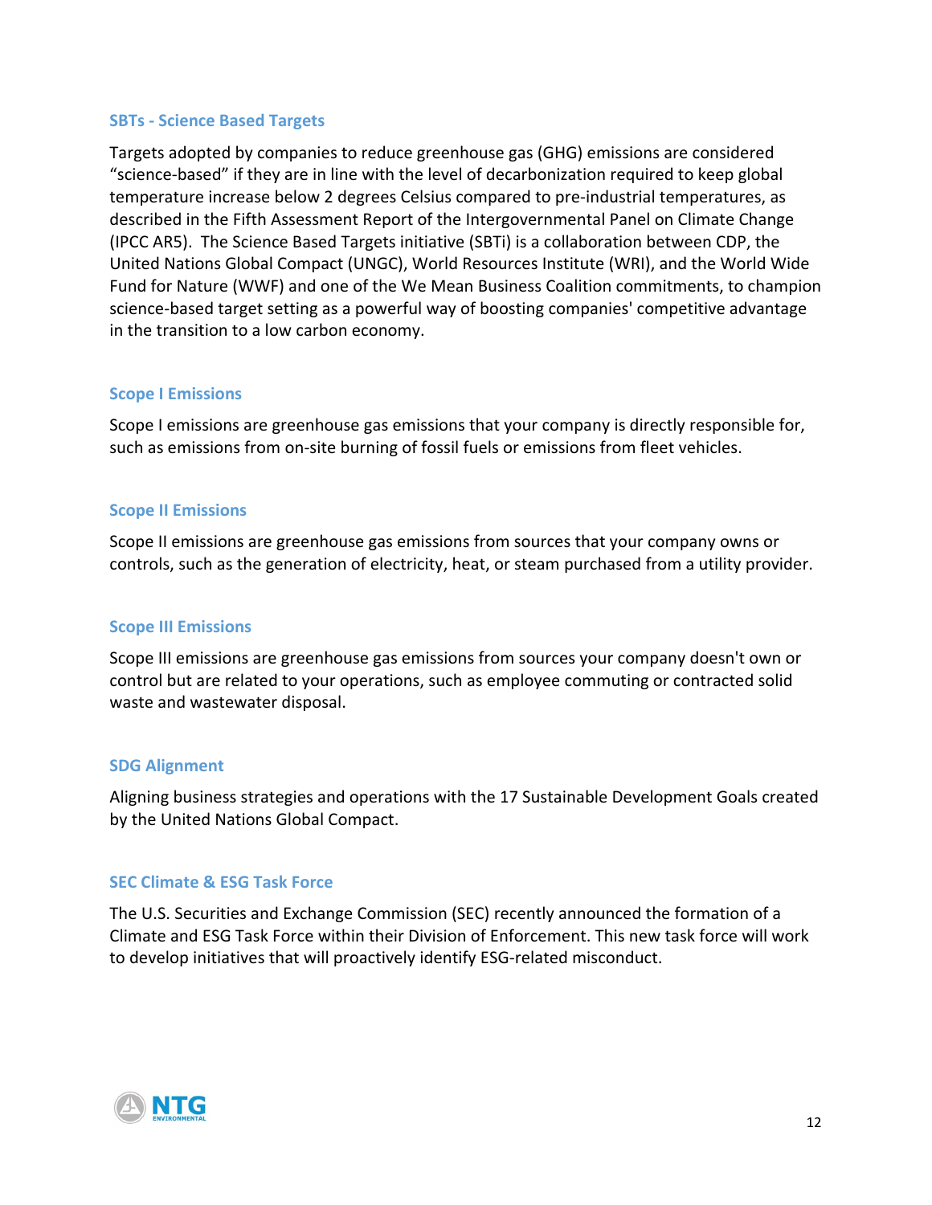### SBTs - Science Based Targets

Targets adopted by companies to reduce greenhouse gas (GHG) emissions are considered "science-based" if they are in line with the level of decarbonization required to keep global temperature increase below 2 degrees Celsius compared to pre-industrial temperatures, as described in the Fifth Assessment Report of the Intergovernmental Panel on Climate Change (IPCC AR5). The Science Based Targets initiative (SBTi) is a collaboration between CDP, the United Nations Global Compact (UNGC), World Resources Institute (WRI), and the World Wide Fund for Nature (WWF) and one of the We Mean Business Coalition commitments, to champion science-based target setting as a powerful way of boosting companies' competitive advantage in the transition to a low carbon economy.

### Scope I Emissions

Scope I emissions are greenhouse gas emissions that your company is directly responsible for, such as emissions from on-site burning of fossil fuels or emissions from fleet vehicles.

### Scope II Emissions

Scope II emissions are greenhouse gas emissions from sources that your company owns or controls, such as the generation of electricity, heat, or steam purchased from a utility provider.

### Scope III Emissions

Scope III emissions are greenhouse gas emissions from sources your company doesn't own or control but are related to your operations, such as employee commuting or contracted solid waste and wastewater disposal.

### SDG Alignment

Aligning business strategies and operations with the 17 Sustainable Development Goals created by the United Nations Global Compact.

### SEC Climate & ESG Task Force

The U.S. Securities and Exchange Commission (SEC) recently announced the formation of a Climate and ESG Task Force within their Division of Enforcement. This new task force will work to develop initiatives that will proactively identify ESG-related misconduct.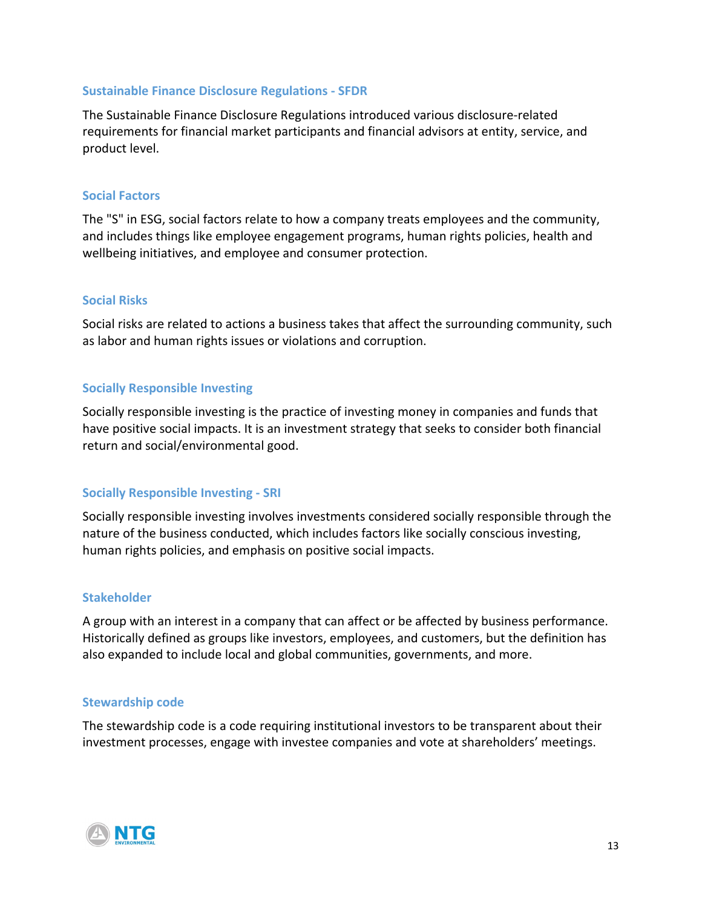### Sustainable Finance Disclosure Regulations - SFDR

The Sustainable Finance Disclosure Regulations introduced various disclosure-related requirements for financial market participants and financial advisors at entity, service, and product level.

### Social Factors

The "S" in ESG, social factors relate to how a company treats employees and the community, and includes things like employee engagement programs, human rights policies, health and wellbeing initiatives, and employee and consumer protection.

### Social Risks

Social risks are related to actions a business takes that affect the surrounding community, such as labor and human rights issues or violations and corruption.

### Socially Responsible Investing

Socially responsible investing is the practice of investing money in companies and funds that have positive social impacts. It is an investment strategy that seeks to consider both financial return and social/environmental good.

### Socially Responsible Investing - SRI

Socially responsible investing involves investments considered socially responsible through the nature of the business conducted, which includes factors like socially conscious investing, human rights policies, and emphasis on positive social impacts.

### Stakeholder

A group with an interest in a company that can affect or be affected by business performance. Historically defined as groups like investors, employees, and customers, but the definition has also expanded to include local and global communities, governments, and more.

### Stewardship code

The stewardship code is a code requiring institutional investors to be transparent about their investment processes, engage with investee companies and vote at shareholders' meetings.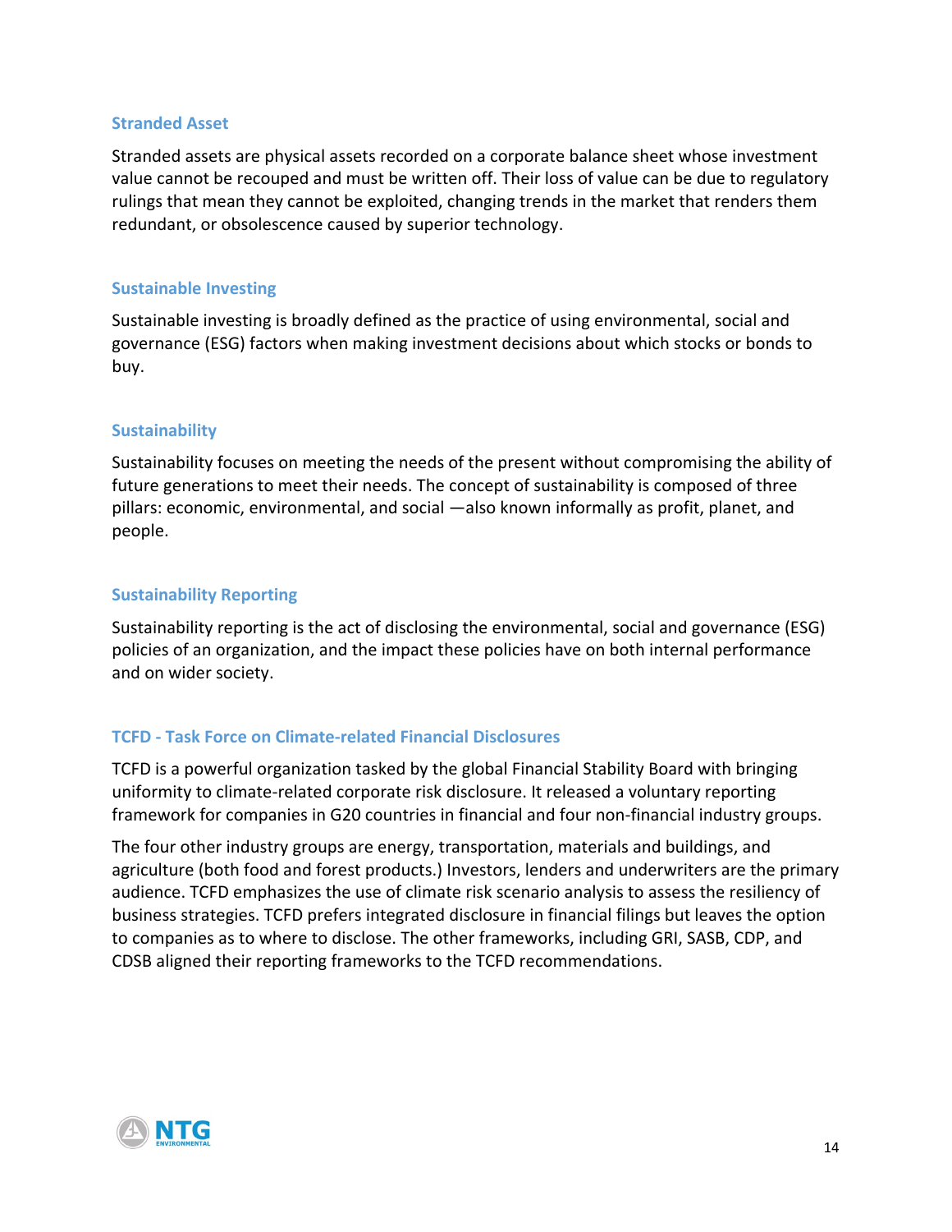### Stranded Asset

Stranded assets are physical assets recorded on a corporate balance sheet whose investment value cannot be recouped and must be written off. Their loss of value can be due to regulatory rulings that mean they cannot be exploited, changing trends in the market that renders them redundant, or obsolescence caused by superior technology.

### Sustainable Investing

Sustainable investing is broadly defined as the practice of using environmental, social and governance (ESG) factors when making investment decisions about which stocks or bonds to buy.

### Sustainability

Sustainability focuses on meeting the needs of the present without compromising the ability of future generations to meet their needs. The concept of sustainability is composed of three pillars: economic, environmental, and social —also known informally as profit, planet, and people.

### Sustainability Reporting

Sustainability reporting is the act of disclosing the environmental, social and governance (ESG) policies of an organization, and the impact these policies have on both internal performance and on wider society.

### TCFD - Task Force on Climate-related Financial Disclosures

TCFD is a powerful organization tasked by the global Financial Stability Board with bringing uniformity to climate-related corporate risk disclosure. It released a voluntary reporting framework for companies in G20 countries in financial and four non-financial industry groups.

The four other industry groups are energy, transportation, materials and buildings, and agriculture (both food and forest products.) Investors, lenders and underwriters are the primary audience. TCFD emphasizes the use of climate risk scenario analysis to assess the resiliency of business strategies. TCFD prefers integrated disclosure in financial filings but leaves the option to companies as to where to disclose. The other frameworks, including GRI, SASB, CDP, and CDSB aligned their reporting frameworks to the TCFD recommendations.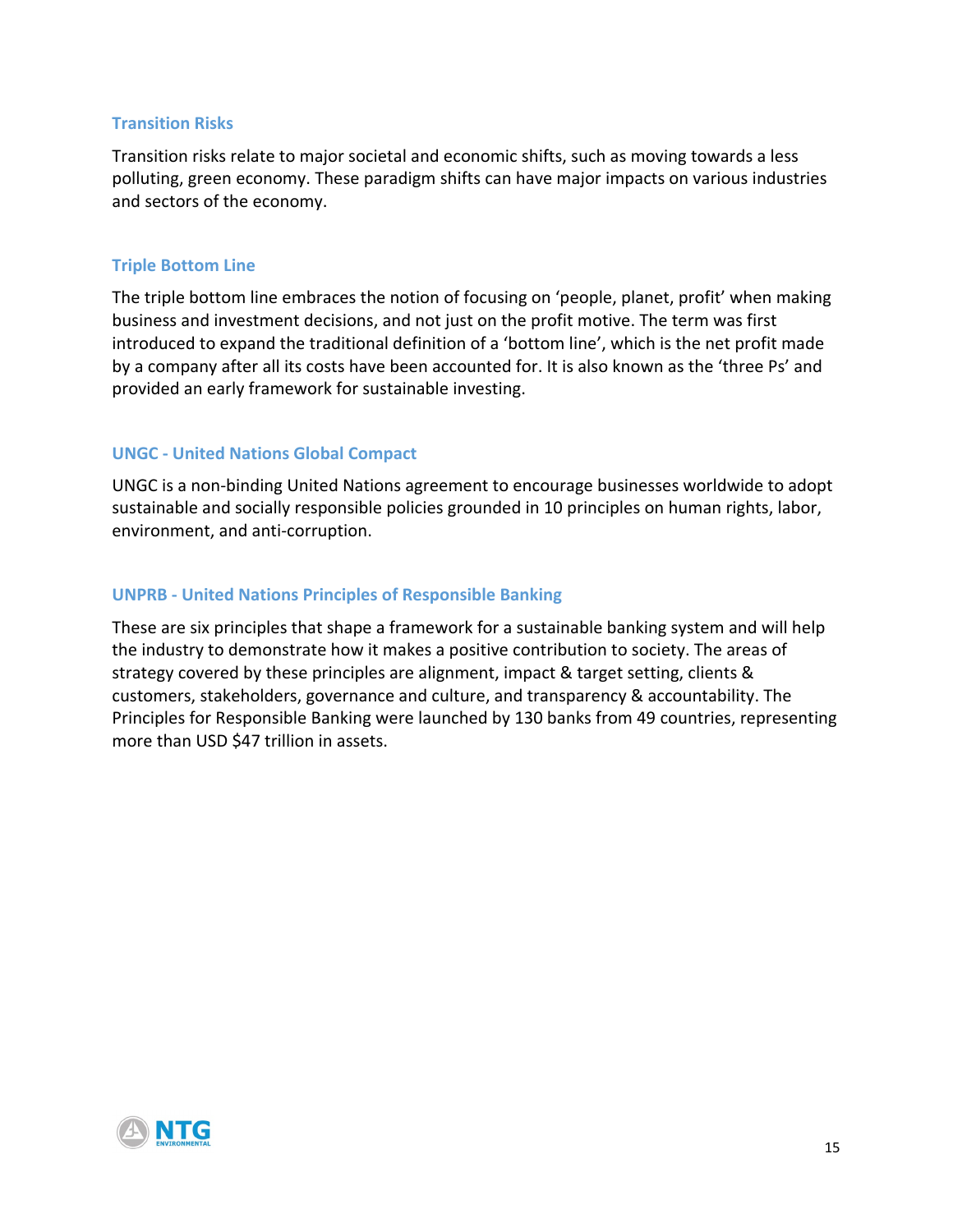### Transition Risks

Transition risks relate to major societal and economic shifts, such as moving towards a less polluting, green economy. These paradigm shifts can have major impacts on various industries and sectors of the economy.

### Triple Bottom Line

The triple bottom line embraces the notion of focusing on 'people, planet, profit' when making business and investment decisions, and not just on the profit motive. The term was first introduced to expand the traditional definition of a 'bottom line', which is the net profit made by a company after all its costs have been accounted for. It is also known as the 'three Ps' and provided an early framework for sustainable investing.

### UNGC - United Nations Global Compact

UNGC is a non-binding United Nations agreement to encourage businesses worldwide to adopt sustainable and socially responsible policies grounded in 10 principles on human rights, labor, environment, and anti-corruption.

### UNPRB - United Nations Principles of Responsible Banking

These are six principles that shape a framework for a sustainable banking system and will help the industry to demonstrate how it makes a positive contribution to society. The areas of strategy covered by these principles are alignment, impact & target setting, clients & customers, stakeholders, governance and culture, and transparency & accountability. The Principles for Responsible Banking were launched by 130 banks from 49 countries, representing more than USD $47 trillion in assets.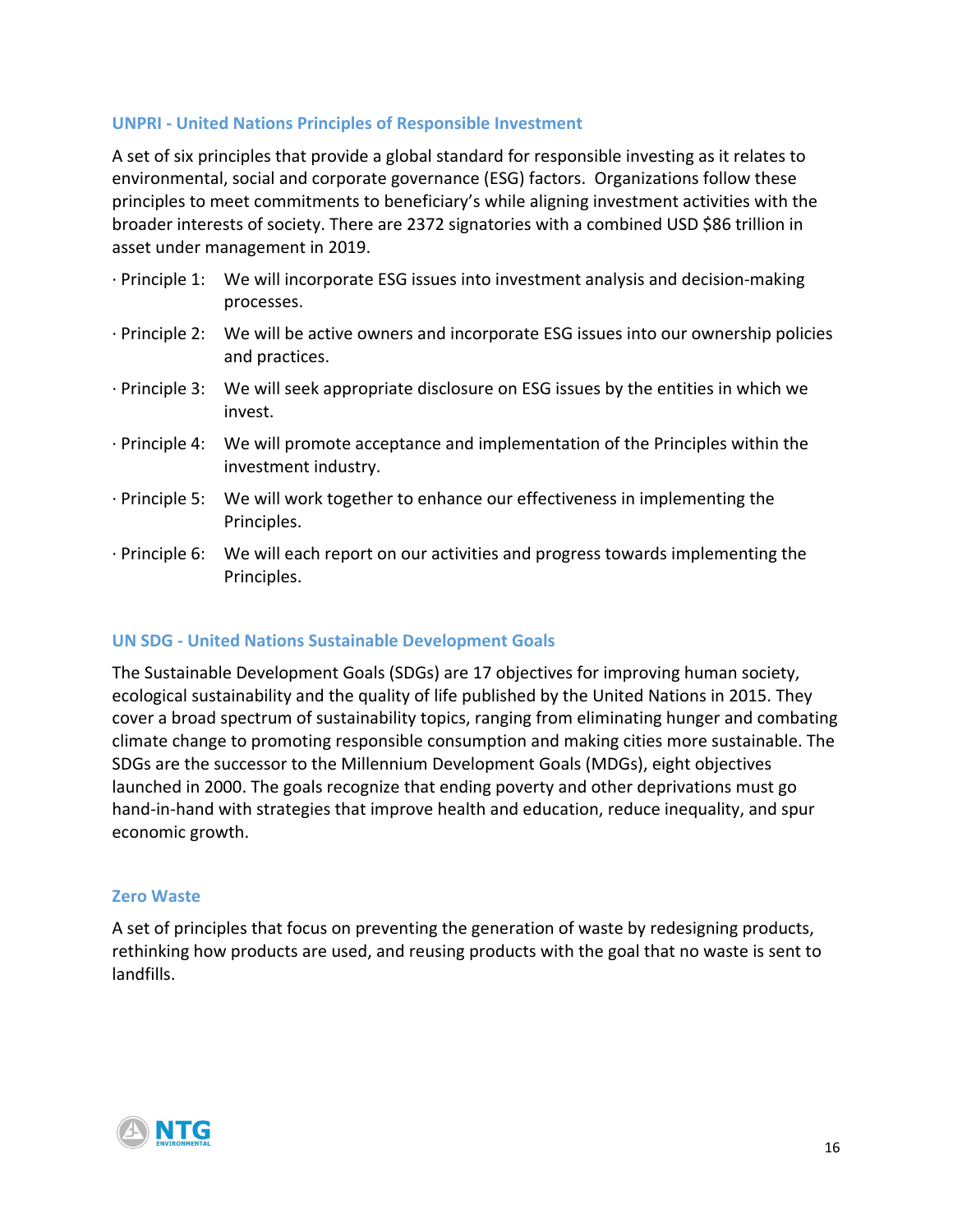### UNPRI - United Nations Principles of Responsible Investment

A set of six principles that provide a global standard for responsible investing as it relates to environmental, social and corporate governance (ESG) factors. Organizations follow these principles to meet commitments to beneficiary's while aligning investment activities with the broader interests of society. There are 2372 signatories with a combined USD $86 trillion in asset under management in 2019.

- Principle 1: We will incorporate ESG issues into investment analysis and decision-making processes.
- Principle 2: We will be active owners and incorporate ESG issues into our ownership policies and practices.
- Principle 3: We will seek appropriate disclosure on ESG issues by the entities in which we invest.
- Principle 4: We will promote acceptance and implementation of the Principles within the investment industry.
- Principle 5: We will work together to enhance our effectiveness in implementing the Principles.
- Principle 6: We will each report on our activities and progress towards implementing the Principles.

### UN SDG - United Nations Sustainable Development Goals

The Sustainable Development Goals (SDGs) are 17 objectives for improving human society, ecological sustainability and the quality of life published by the United Nations in 2015. They cover a broad spectrum of sustainability topics, ranging from eliminating hunger and combating climate change to promoting responsible consumption and making cities more sustainable. The SDGs are the successor to the Millennium Development Goals (MDGs), eight objectives launched in 2000. The goals recognize that ending poverty and other deprivations must go hand-in-hand with strategies that improve health and education, reduce inequality, and spur economic growth.

### Zero Waste

A set of principles that focus on preventing the generation of waste by redesigning products, rethinking how products are used, and reusing products with the goal that no waste is sent to landfills.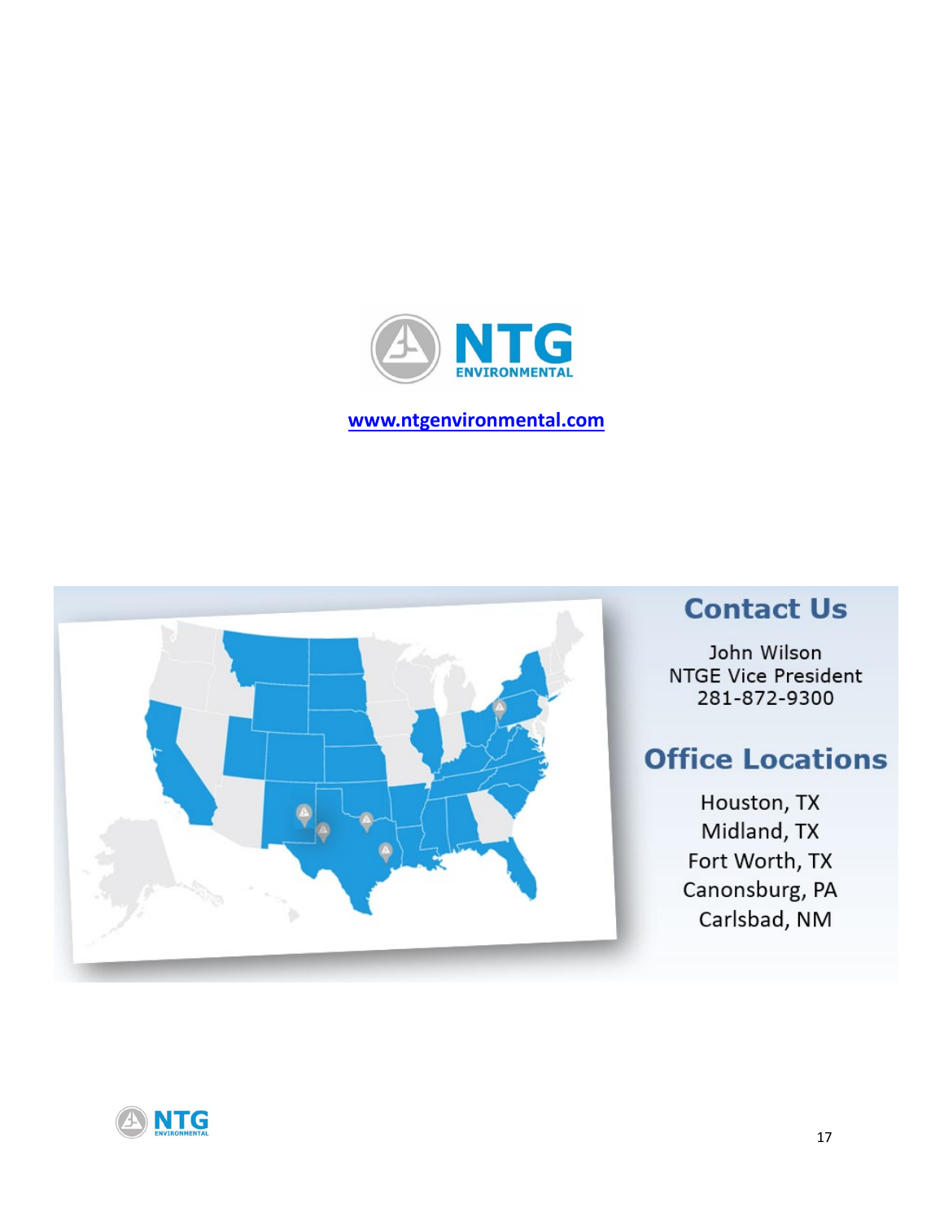NTG ENVIRONMENTAL

[www.ntgenvironmental.com](http://www.ntgenvironmental.com)

## Contact Us

John Wilson
NTGE Vice President
281-872-9300

## Office Locations

Houston, TX
Midland, TX
Fort Worth, TX
Canonsburg, PA
Carlsbad, NM